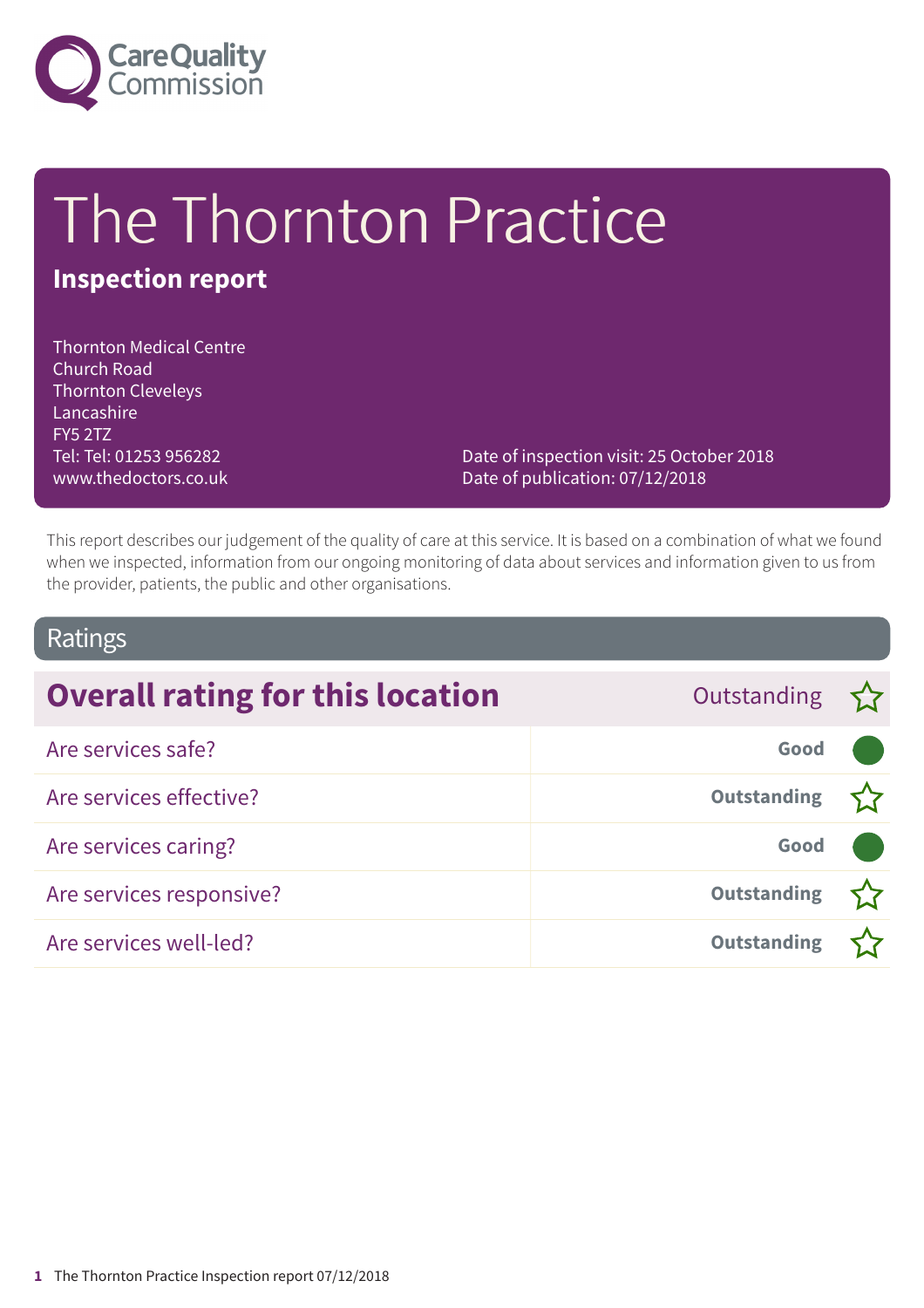# The Thornton Practice

## Inspection report

Thornton Medical Centre
Church Road
Thornton Cleveleys
Lancashire
FY5 2TZ
Tel: Tel: 01253 956282
www.thedoctors.co.uk

Date of inspection visit: 25 October 2018
Date of publication: 07/12/2018

This report describes our judgement of the quality of care at this service. It is based on a combination of what we found when we inspected, information from our ongoing monitoring of data about services and information given to us from the provider, patients, the public and other organisations.

## Ratings

| Overall rating for this location | Outstanding ☆ |
| --- | --- |
| Are services safe? | Good |
| Are services effective? | Outstanding ☆ |
| Are services caring? | Good |
| Are services responsive? | Outstanding ☆ |
| Are services well-led? | Outstanding ☆ |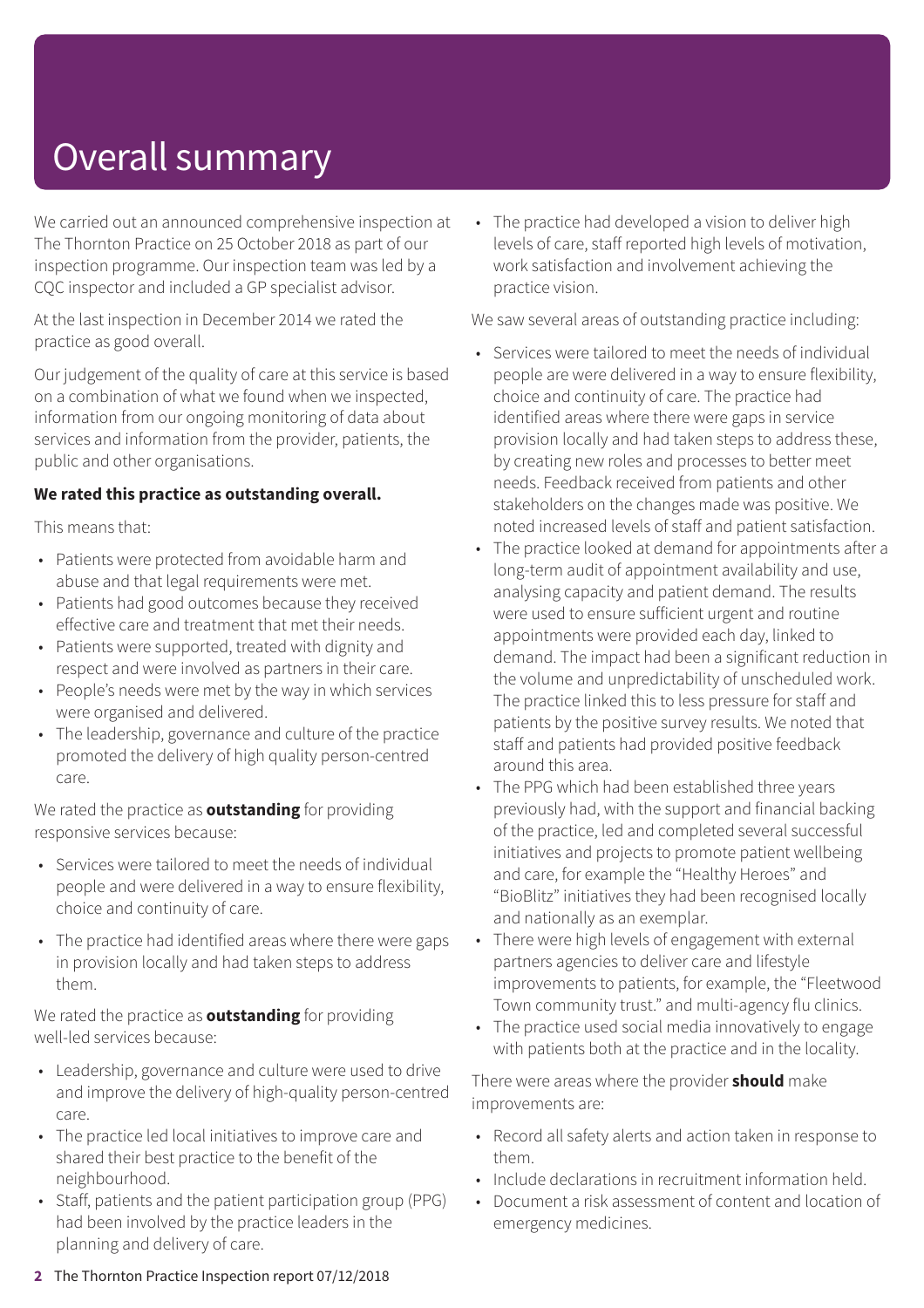# Overall summary

We carried out an announced comprehensive inspection at The Thornton Practice on 25 October 2018 as part of our inspection programme. Our inspection team was led by a CQC inspector and included a GP specialist advisor.

At the last inspection in December 2014 we rated the practice as good overall.

Our judgement of the quality of care at this service is based on a combination of what we found when we inspected, information from our ongoing monitoring of data about services and information from the provider, patients, the public and other organisations.

**We rated this practice as outstanding overall.**

This means that:

- Patients were protected from avoidable harm and abuse and that legal requirements were met.
- Patients had good outcomes because they received effective care and treatment that met their needs.
- Patients were supported, treated with dignity and respect and were involved as partners in their care.
- People's needs were met by the way in which services were organised and delivered.
- The leadership, governance and culture of the practice promoted the delivery of high quality person-centred care.

We rated the practice as **outstanding** for providing responsive services because:

- Services were tailored to meet the needs of individual people and were delivered in a way to ensure flexibility, choice and continuity of care.
- The practice had identified areas where there were gaps in provision locally and had taken steps to address them.

We rated the practice as **outstanding** for providing well-led services because:

- Leadership, governance and culture were used to drive and improve the delivery of high-quality person-centred care.
- The practice led local initiatives to improve care and shared their best practice to the benefit of the neighbourhood.
- Staff, patients and the patient participation group (PPG) had been involved by the practice leaders in the planning and delivery of care.
- The practice had developed a vision to deliver high levels of care, staff reported high levels of motivation, work satisfaction and involvement achieving the practice vision.

We saw several areas of outstanding practice including:

- Services were tailored to meet the needs of individual people are were delivered in a way to ensure flexibility, choice and continuity of care. The practice had identified areas where there were gaps in service provision locally and had taken steps to address these, by creating new roles and processes to better meet needs. Feedback received from patients and other stakeholders on the changes made was positive. We noted increased levels of staff and patient satisfaction.
- The practice looked at demand for appointments after a long-term audit of appointment availability and use, analysing capacity and patient demand. The results were used to ensure sufficient urgent and routine appointments were provided each day, linked to demand. The impact had been a significant reduction in the volume and unpredictability of unscheduled work. The practice linked this to less pressure for staff and patients by the positive survey results. We noted that staff and patients had provided positive feedback around this area.
- The PPG which had been established three years previously had, with the support and financial backing of the practice, led and completed several successful initiatives and projects to promote patient wellbeing and care, for example the "Healthy Heroes" and "BioBlitz" initiatives they had been recognised locally and nationally as an exemplar.
- There were high levels of engagement with external partners agencies to deliver care and lifestyle improvements to patients, for example, the "Fleetwood Town community trust." and multi-agency flu clinics.
- The practice used social media innovatively to engage with patients both at the practice and in the locality.

There were areas where the provider **should** make improvements are:

- Record all safety alerts and action taken in response to them.
- Include declarations in recruitment information held.
- Document a risk assessment of content and location of emergency medicines.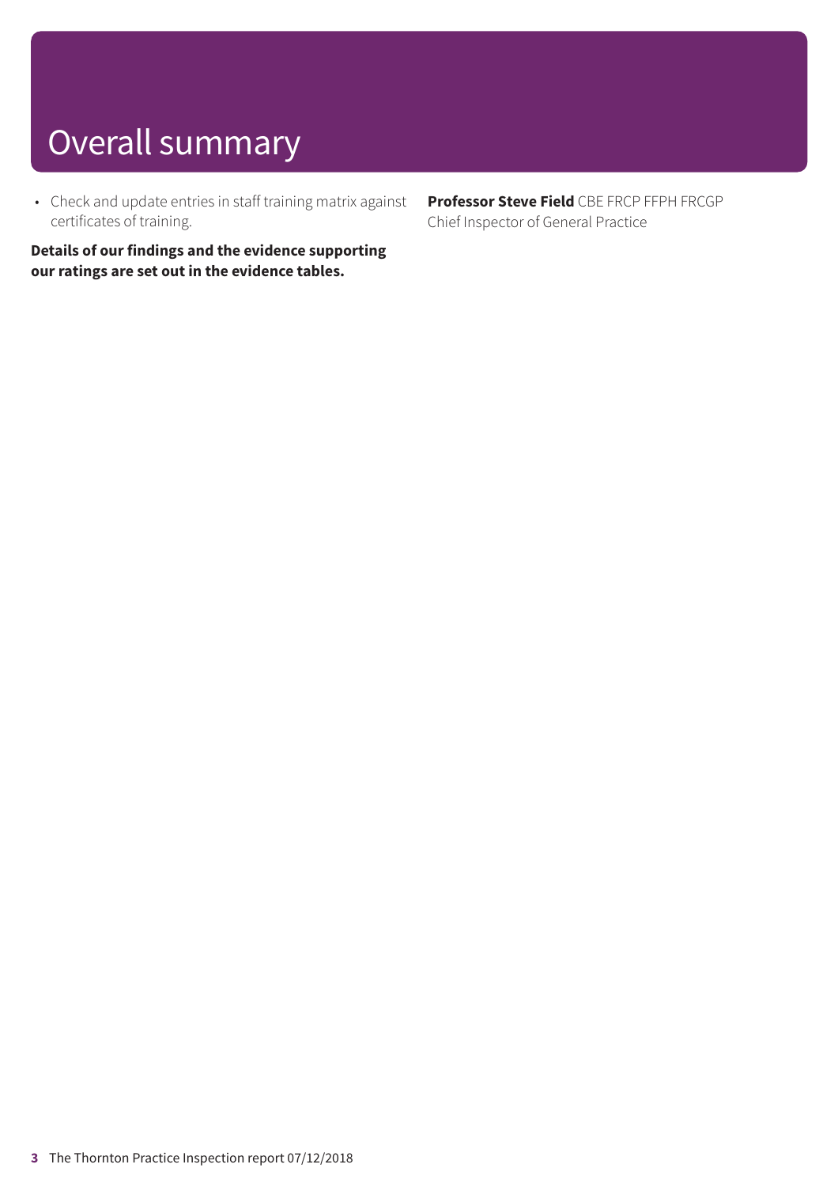# Overall summary

- Check and update entries in staff training matrix against certificates of training.

**Details of our findings and the evidence supporting our ratings are set out in the evidence tables.**

**Professor Steve Field** CBE FRCP FFPH FRCGP
Chief Inspector of General Practice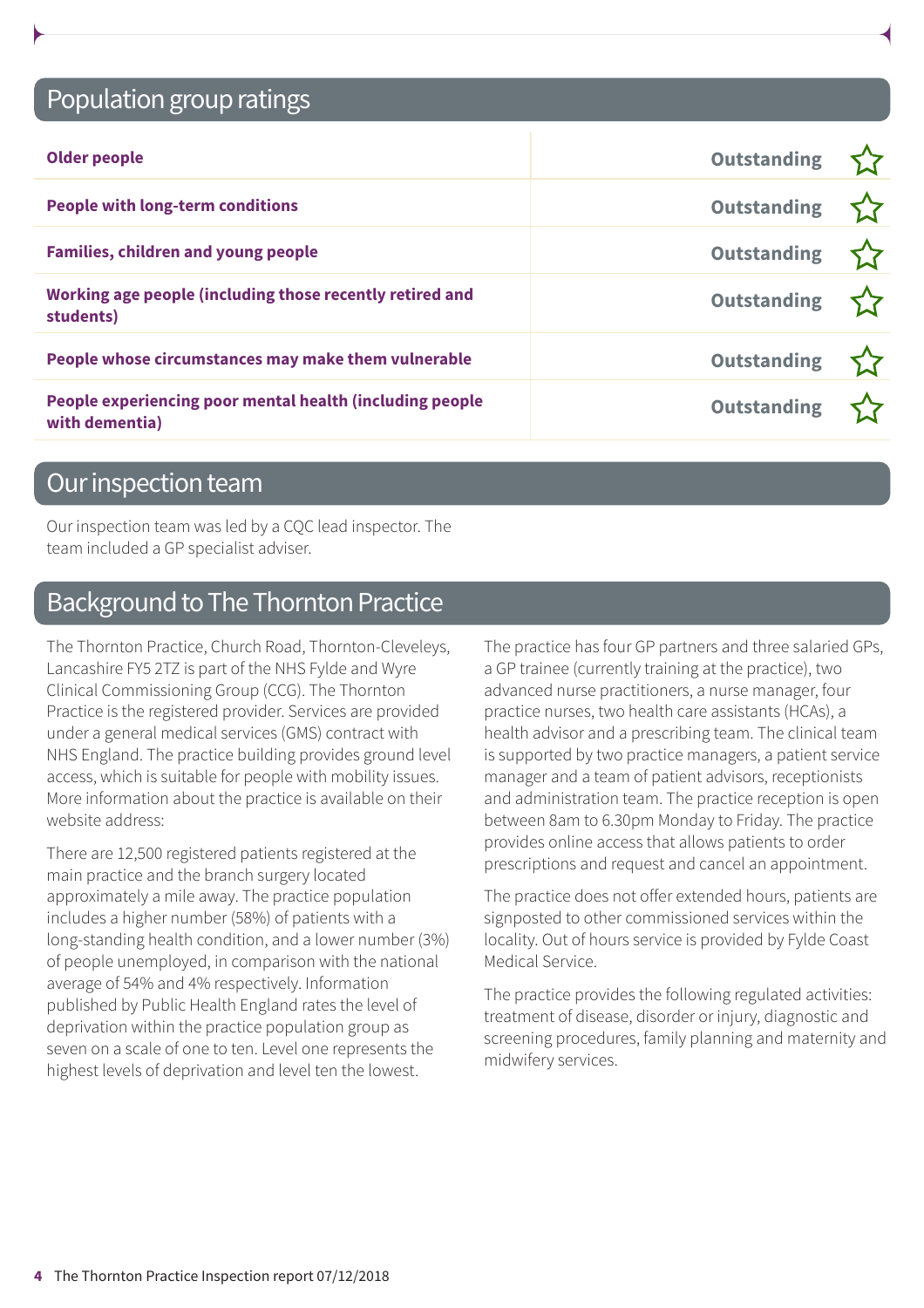## Population group ratings

| | |
|---|---|
| **Older people** | **Outstanding** ☆ |
| **People with long-term conditions** | **Outstanding** ☆ |
| **Families, children and young people** | **Outstanding** ☆ |
| **Working age people (including those recently retired and students)** | **Outstanding** ☆ |
| **People whose circumstances may make them vulnerable** | **Outstanding** ☆ |
| **People experiencing poor mental health (including people with dementia)** | **Outstanding** ☆ |

## Our inspection team

Our inspection team was led by a CQC lead inspector. The team included a GP specialist adviser.

## Background to The Thornton Practice

The Thornton Practice, Church Road, Thornton-Cleveleys, Lancashire FY5 2TZ is part of the NHS Fylde and Wyre Clinical Commissioning Group (CCG). The Thornton Practice is the registered provider. Services are provided under a general medical services (GMS) contract with NHS England. The practice building provides ground level access, which is suitable for people with mobility issues. More information about the practice is available on their website address:

There are 12,500 registered patients registered at the main practice and the branch surgery located approximately a mile away. The practice population includes a higher number (58%) of patients with a long-standing health condition, and a lower number (3%) of people unemployed, in comparison with the national average of 54% and 4% respectively. Information published by Public Health England rates the level of deprivation within the practice population group as seven on a scale of one to ten. Level one represents the highest levels of deprivation and level ten the lowest.

The practice has four GP partners and three salaried GPs, a GP trainee (currently training at the practice), two advanced nurse practitioners, a nurse manager, four practice nurses, two health care assistants (HCAs), a health advisor and a prescribing team. The clinical team is supported by two practice managers, a patient service manager and a team of patient advisors, receptionists and administration team. The practice reception is open between 8am to 6.30pm Monday to Friday. The practice provides online access that allows patients to order prescriptions and request and cancel an appointment.

The practice does not offer extended hours, patients are signposted to other commissioned services within the locality. Out of hours service is provided by Fylde Coast Medical Service.

The practice provides the following regulated activities: treatment of disease, disorder or injury, diagnostic and screening procedures, family planning and maternity and midwifery services.